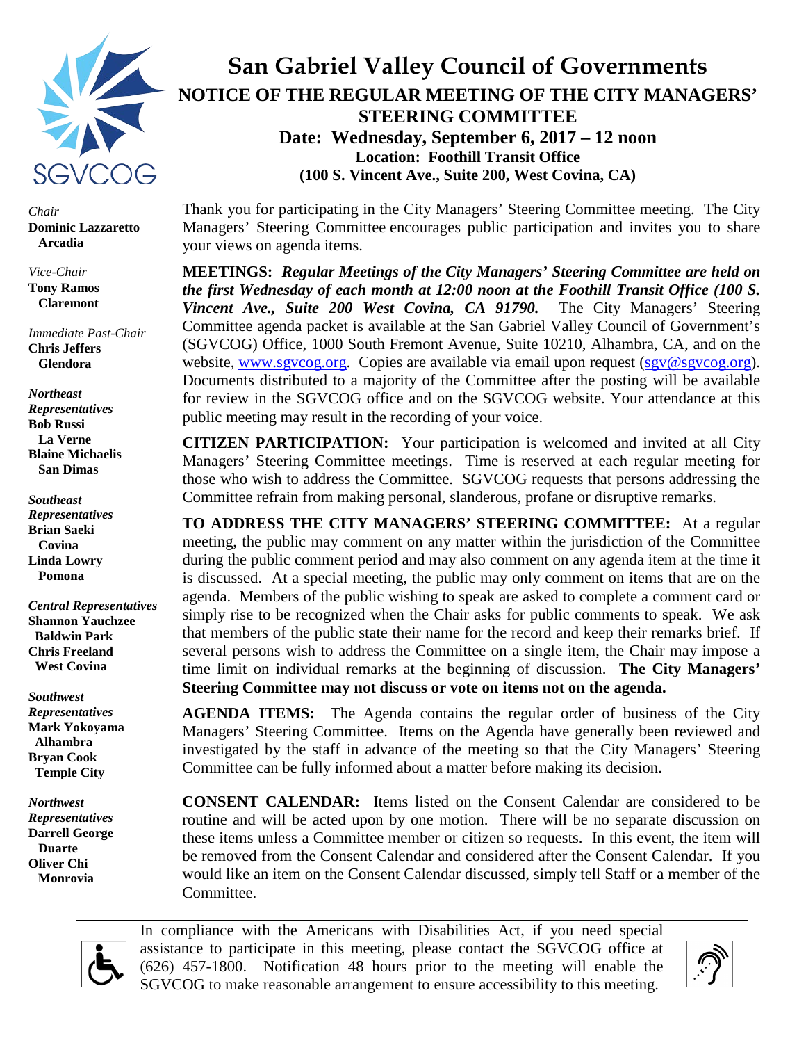# San Gabriel Valley Council of Governments

## NOTICE OF THE REGULAR MEETING OF THE CITY MANAGERS' STEERING COMMITTEE

**Date: Wednesday, September 6, 2017 – 12 noon**
**Location: Foothill Transit Office**
**(100 S. Vincent Ave., Suite 200, West Covina, CA)**

*Chair*
**Dominic Lazzaretto**
**Arcadia**

*Vice-Chair*
**Tony Ramos**
**Claremont**

*Immediate Past-Chair*
**Chris Jeffers**
**Glendora**

***Northeast Representatives***
**Bob Russi**
**La Verne**
**Blaine Michaelis**
**San Dimas**

***Southeast Representatives***
**Brian Saeki**
**Covina**
**Linda Lowry**
**Pomona**

***Central Representatives***
**Shannon Yauchzee**
**Baldwin Park**
**Chris Freeland**
**West Covina**

***Southwest Representatives***
**Mark Yokoyama**
**Alhambra**
**Bryan Cook**
**Temple City**

***Northwest Representatives***
**Darrell George**
**Duarte**
**Oliver Chi**
**Monrovia**

Thank you for participating in the City Managers' Steering Committee meeting. The City Managers' Steering Committee encourages public participation and invites you to share your views on agenda items.

**MEETINGS:** ***Regular Meetings of the City Managers' Steering Committee are held on the first Wednesday of each month at 12:00 noon at the Foothill Transit Office (100 S. Vincent Ave., Suite 200 West Covina, CA 91790.*** The City Managers' Steering Committee agenda packet is available at the San Gabriel Valley Council of Government's (SGVCOG) Office, 1000 South Fremont Avenue, Suite 10210, Alhambra, CA, and on the website, www.sgvcog.org. Copies are available via email upon request (sgv@sgvcog.org). Documents distributed to a majority of the Committee after the posting will be available for review in the SGVCOG office and on the SGVCOG website. Your attendance at this public meeting may result in the recording of your voice.

**CITIZEN PARTICIPATION:** Your participation is welcomed and invited at all City Managers' Steering Committee meetings. Time is reserved at each regular meeting for those who wish to address the Committee. SGVCOG requests that persons addressing the Committee refrain from making personal, slanderous, profane or disruptive remarks.

**TO ADDRESS THE CITY MANAGERS' STEERING COMMITTEE:** At a regular meeting, the public may comment on any matter within the jurisdiction of the Committee during the public comment period and may also comment on any agenda item at the time it is discussed. At a special meeting, the public may only comment on items that are on the agenda. Members of the public wishing to speak are asked to complete a comment card or simply rise to be recognized when the Chair asks for public comments to speak. We ask that members of the public state their name for the record and keep their remarks brief. If several persons wish to address the Committee on a single item, the Chair may impose a time limit on individual remarks at the beginning of discussion. **The City Managers' Steering Committee may not discuss or vote on items not on the agenda.**

**AGENDA ITEMS:** The Agenda contains the regular order of business of the City Managers' Steering Committee. Items on the Agenda have generally been reviewed and investigated by the staff in advance of the meeting so that the City Managers' Steering Committee can be fully informed about a matter before making its decision.

**CONSENT CALENDAR:** Items listed on the Consent Calendar are considered to be routine and will be acted upon by one motion. There will be no separate discussion on these items unless a Committee member or citizen so requests. In this event, the item will be removed from the Consent Calendar and considered after the Consent Calendar. If you would like an item on the Consent Calendar discussed, simply tell Staff or a member of the Committee.

In compliance with the Americans with Disabilities Act, if you need special assistance to participate in this meeting, please contact the SGVCOG office at (626) 457-1800. Notification 48 hours prior to the meeting will enable the SGVCOG to make reasonable arrangement to ensure accessibility to this meeting.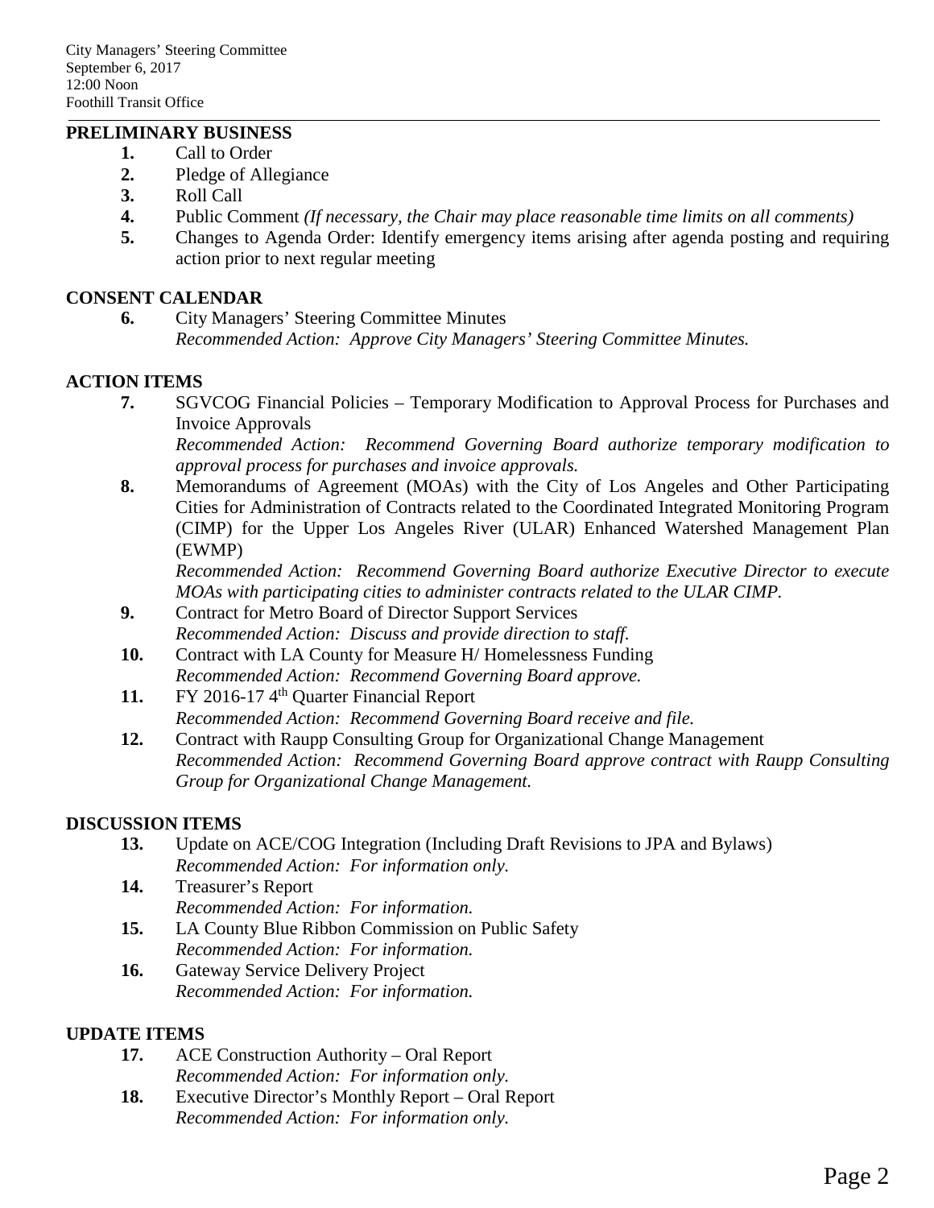City Managers' Steering Committee
September 6, 2017
12:00 Noon
Foothill Transit Office

## PRELIMINARY BUSINESS

1. Call to Order
2. Pledge of Allegiance
3. Roll Call
4. Public Comment *(If necessary, the Chair may place reasonable time limits on all comments)*
5. Changes to Agenda Order: Identify emergency items arising after agenda posting and requiring action prior to next regular meeting

## CONSENT CALENDAR

6. City Managers' Steering Committee Minutes
   *Recommended Action: Approve City Managers' Steering Committee Minutes.*

## ACTION ITEMS

7. SGVCOG Financial Policies – Temporary Modification to Approval Process for Purchases and Invoice Approvals
   *Recommended Action: Recommend Governing Board authorize temporary modification to approval process for purchases and invoice approvals.*
8. Memorandums of Agreement (MOAs) with the City of Los Angeles and Other Participating Cities for Administration of Contracts related to the Coordinated Integrated Monitoring Program (CIMP) for the Upper Los Angeles River (ULAR) Enhanced Watershed Management Plan (EWMP)
   *Recommended Action: Recommend Governing Board authorize Executive Director to execute MOAs with participating cities to administer contracts related to the ULAR CIMP.*
9. Contract for Metro Board of Director Support Services
   *Recommended Action: Discuss and provide direction to staff.*
10. Contract with LA County for Measure H/ Homelessness Funding
    *Recommended Action: Recommend Governing Board approve.*
11. FY 2016-17 4th Quarter Financial Report
    *Recommended Action: Recommend Governing Board receive and file.*
12. Contract with Raupp Consulting Group for Organizational Change Management
    *Recommended Action: Recommend Governing Board approve contract with Raupp Consulting Group for Organizational Change Management.*

## DISCUSSION ITEMS

13. Update on ACE/COG Integration (Including Draft Revisions to JPA and Bylaws)
    *Recommended Action: For information only.*
14. Treasurer's Report
    *Recommended Action: For information.*
15. LA County Blue Ribbon Commission on Public Safety
    *Recommended Action: For information.*
16. Gateway Service Delivery Project
    *Recommended Action: For information.*

## UPDATE ITEMS

17. ACE Construction Authority – Oral Report
    *Recommended Action: For information only.*
18. Executive Director's Monthly Report – Oral Report
    *Recommended Action: For information only.*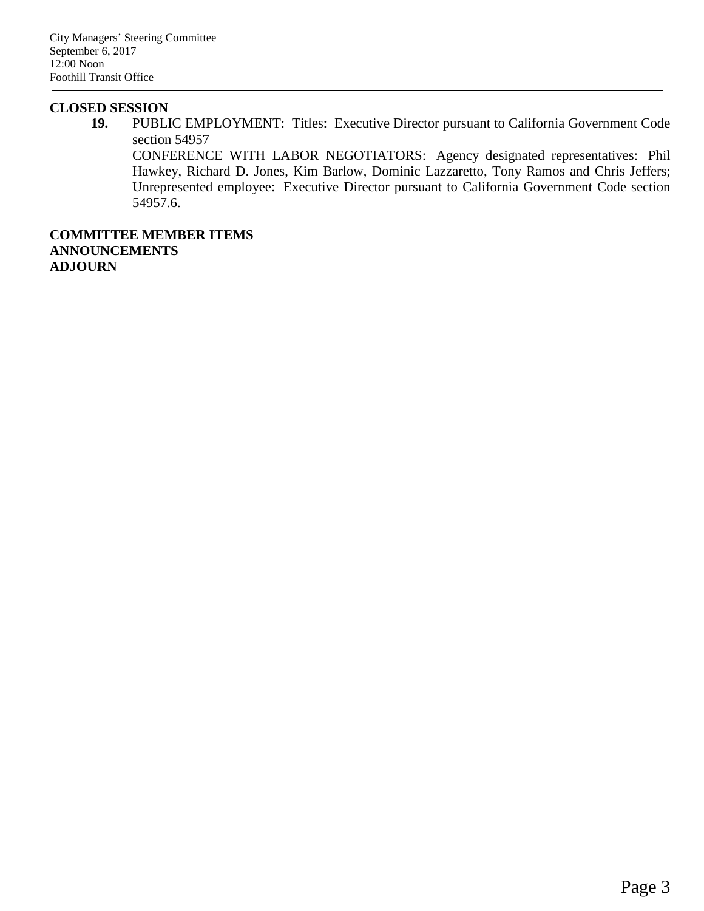**CLOSED SESSION**

**19.** PUBLIC EMPLOYMENT: Titles: Executive Director pursuant to California Government Code section 54957

CONFERENCE WITH LABOR NEGOTIATORS: Agency designated representatives: Phil Hawkey, Richard D. Jones, Kim Barlow, Dominic Lazzaretto, Tony Ramos and Chris Jeffers; Unrepresented employee: Executive Director pursuant to California Government Code section 54957.6.

**COMMITTEE MEMBER ITEMS**
**ANNOUNCEMENTS**
**ADJOURN**